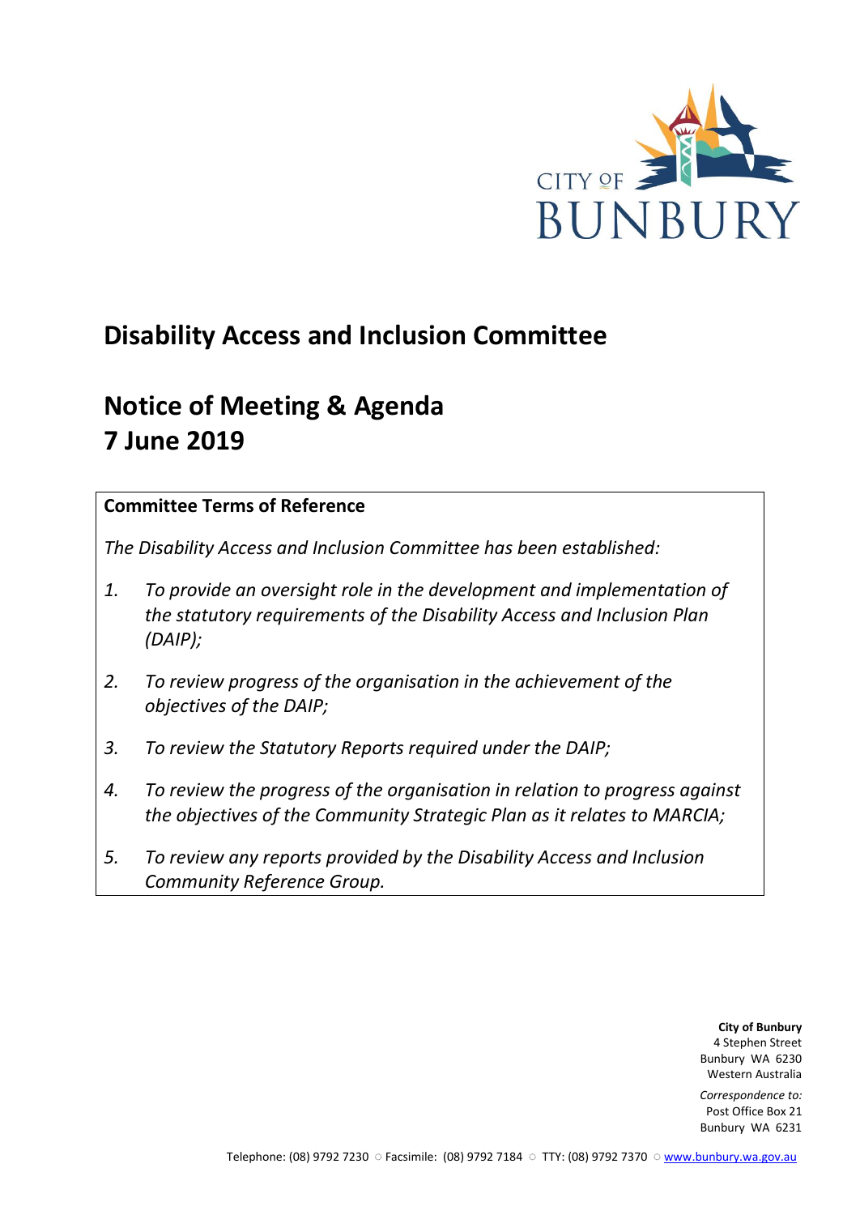CITY OF BUNBURY

# Disability Access and Inclusion Committee

# Notice of Meeting & Agenda
# 7 June 2019

**Committee Terms of Reference**

*The Disability Access and Inclusion Committee has been established:*

1. *To provide an oversight role in the development and implementation of the statutory requirements of the Disability Access and Inclusion Plan (DAIP);*
2. *To review progress of the organisation in the achievement of the objectives of the DAIP;*
3. *To review the Statutory Reports required under the DAIP;*
4. *To review the progress of the organisation in relation to progress against the objectives of the Community Strategic Plan as it relates to MARCIA;*
5. *To review any reports provided by the Disability Access and Inclusion Community Reference Group.*

**City of Bunbury**
4 Stephen Street
Bunbury WA 6230
Western Australia

*Correspondence to:*
Post Office Box 21
Bunbury WA 6231

Telephone: (08) 9792 7230 ○ Facsimile: (08) 9792 7184 ○ TTY: (08) 9792 7370 ○ www.bunbury.wa.gov.au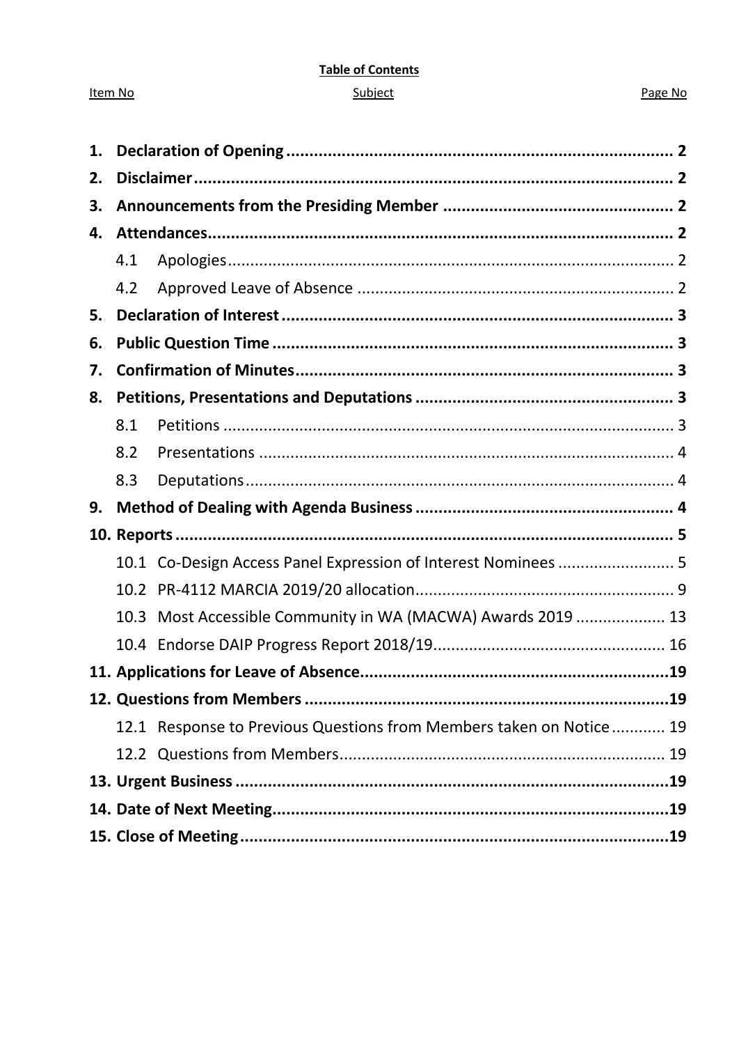**Table of Contents**

| Item No | Subject | Page No |
|---|---|---|
| **1.** | **Declaration of Opening** | **2** |
| **2.** | **Disclaimer** | **2** |
| **3.** | **Announcements from the Presiding Member** | **2** |
| **4.** | **Attendances** | **2** |
| 4.1 | Apologies | 2 |
| 4.2 | Approved Leave of Absence | 2 |
| **5.** | **Declaration of Interest** | **3** |
| **6.** | **Public Question Time** | **3** |
| **7.** | **Confirmation of Minutes** | **3** |
| **8.** | **Petitions, Presentations and Deputations** | **3** |
| 8.1 | Petitions | 3 |
| 8.2 | Presentations | 4 |
| 8.3 | Deputations | 4 |
| **9.** | **Method of Dealing with Agenda Business** | **4** |
| **10.** | **Reports** | **5** |
| 10.1 | Co-Design Access Panel Expression of Interest Nominees | 5 |
| 10.2 | PR-4112 MARCIA 2019/20 allocation | 9 |
| 10.3 | Most Accessible Community in WA (MACWA) Awards 2019 | 13 |
| 10.4 | Endorse DAIP Progress Report 2018/19 | 16 |
| **11.** | **Applications for Leave of Absence** | **19** |
| **12.** | **Questions from Members** | **19** |
| 12.1 | Response to Previous Questions from Members taken on Notice | 19 |
| 12.2 | Questions from Members | 19 |
| **13.** | **Urgent Business** | **19** |
| **14.** | **Date of Next Meeting** | **19** |
| **15.** | **Close of Meeting** | **19** |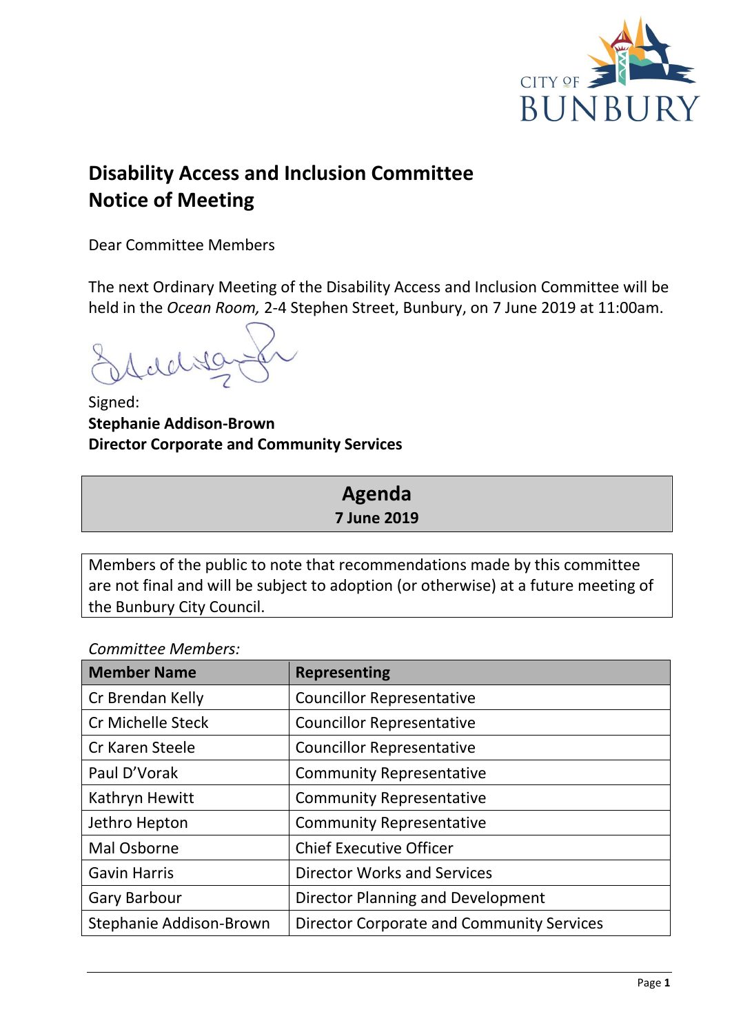# Disability Access and Inclusion Committee Notice of Meeting

Dear Committee Members

The next Ordinary Meeting of the Disability Access and Inclusion Committee will be held in the *Ocean Room,* 2-4 Stephen Street, Bunbury, on 7 June 2019 at 11:00am.

Signed:
**Stephanie Addison-Brown**
**Director Corporate and Community Services**

## Agenda
**7 June 2019**

Members of the public to note that recommendations made by this committee are not final and will be subject to adoption (or otherwise) at a future meeting of the Bunbury City Council.

*Committee Members:*

| Member Name | Representing |
|---|---|
| Cr Brendan Kelly | Councillor Representative |
| Cr Michelle Steck | Councillor Representative |
| Cr Karen Steele | Councillor Representative |
| Paul D'Vorak | Community Representative |
| Kathryn Hewitt | Community Representative |
| Jethro Hepton | Community Representative |
| Mal Osborne | Chief Executive Officer |
| Gavin Harris | Director Works and Services |
| Gary Barbour | Director Planning and Development |
| Stephanie Addison-Brown | Director Corporate and Community Services |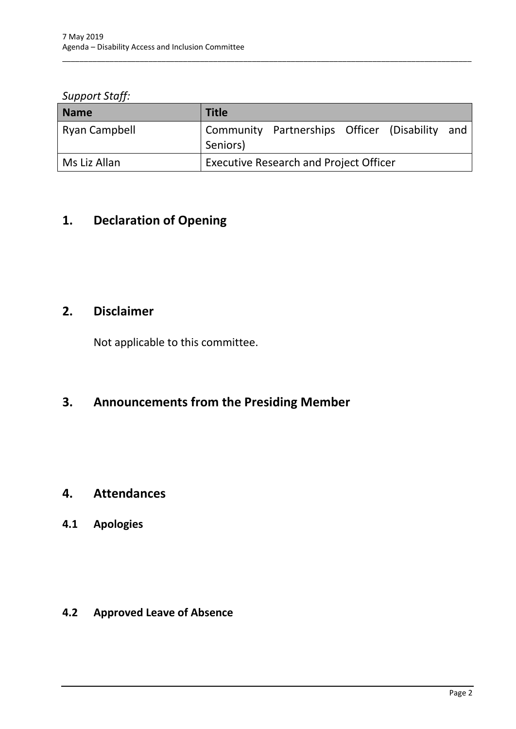*Support Staff:*

| Name | Title |
|---|---|
| Ryan Campbell | Community Partnerships Officer (Disability and Seniors) |
| Ms Liz Allan | Executive Research and Project Officer |

# 1. Declaration of Opening

# 2. Disclaimer

Not applicable to this committee.

# 3. Announcements from the Presiding Member

# 4. Attendances

## 4.1 Apologies

## 4.2 Approved Leave of Absence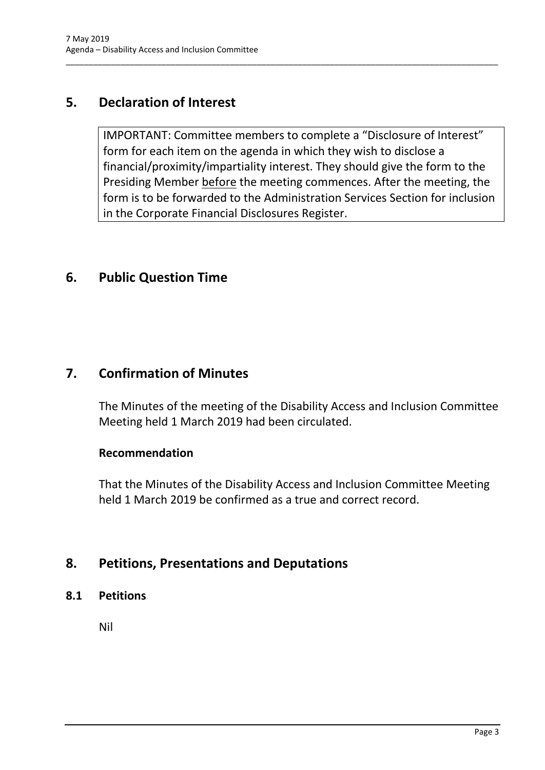## 5. Declaration of Interest

IMPORTANT: Committee members to complete a "Disclosure of Interest" form for each item on the agenda in which they wish to disclose a financial/proximity/impartiality interest. They should give the form to the Presiding Member <u>before</u> the meeting commences. After the meeting, the form is to be forwarded to the Administration Services Section for inclusion in the Corporate Financial Disclosures Register.

## 6. Public Question Time

## 7. Confirmation of Minutes

The Minutes of the meeting of the Disability Access and Inclusion Committee Meeting held 1 March 2019 had been circulated.

**Recommendation**

That the Minutes of the Disability Access and Inclusion Committee Meeting held 1 March 2019 be confirmed as a true and correct record.

## 8. Petitions, Presentations and Deputations

### 8.1 Petitions

Nil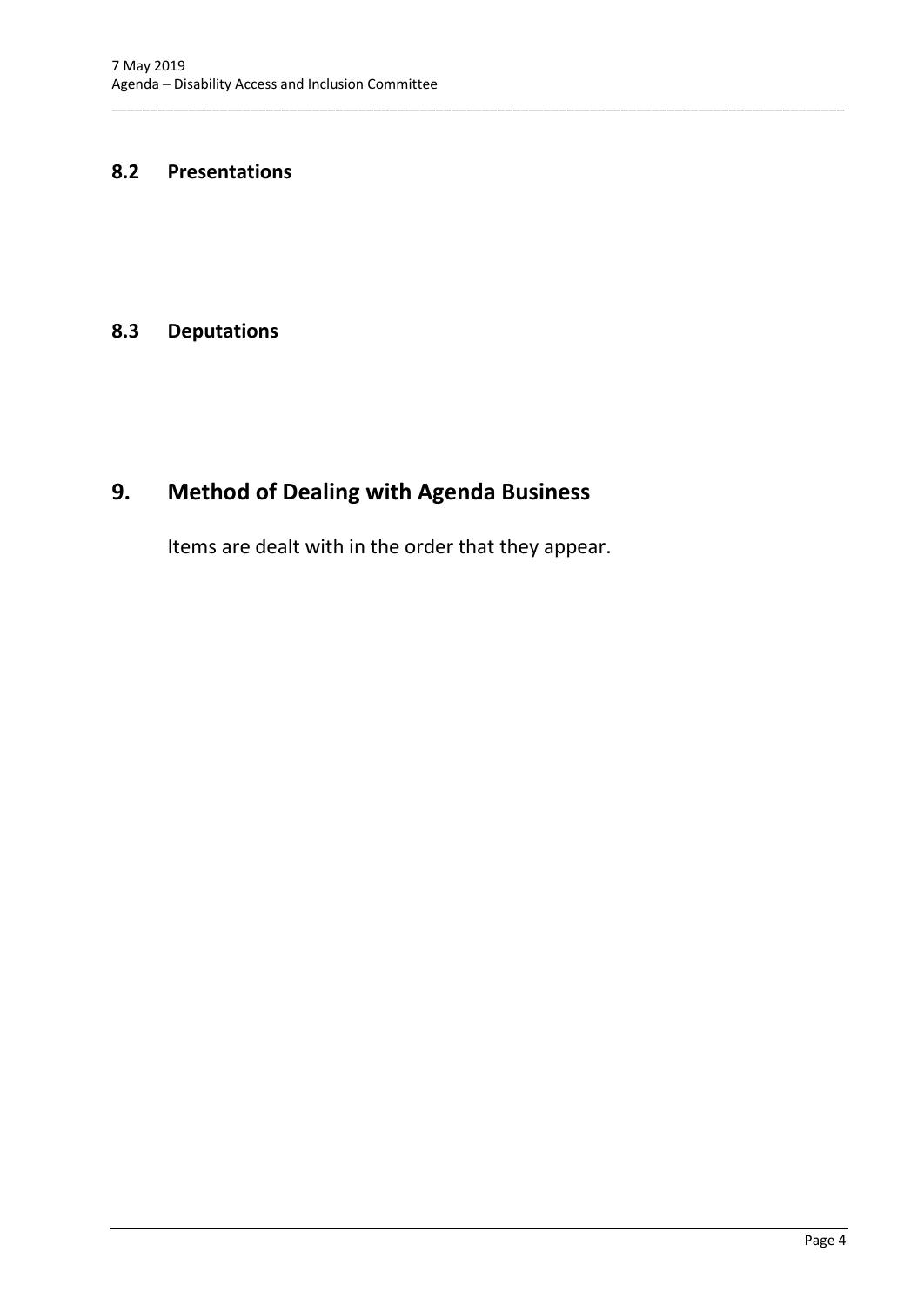### 8.2 Presentations

### 8.3 Deputations

## 9. Method of Dealing with Agenda Business

Items are dealt with in the order that they appear.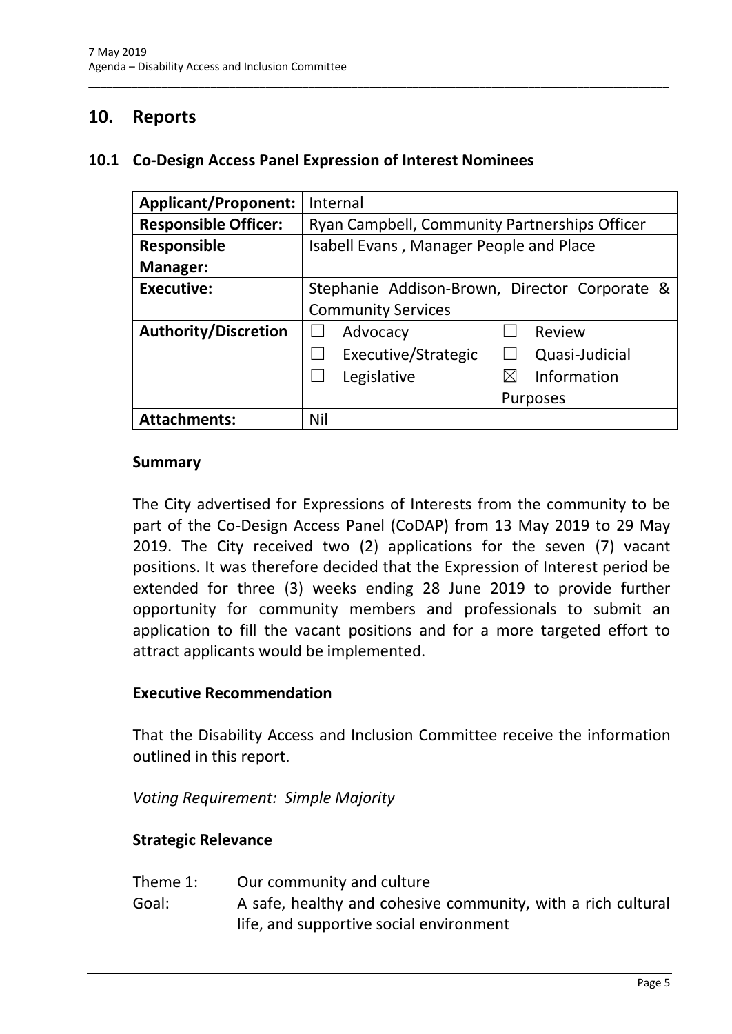# 10. Reports

## 10.1 Co-Design Access Panel Expression of Interest Nominees

| **Applicant/Proponent:** | Internal |
|---|---|
| **Responsible Officer:** | Ryan Campbell, Community Partnerships Officer |
| **Responsible Manager:** | Isabell Evans , Manager People and Place |
| **Executive:** | Stephanie Addison-Brown, Director Corporate & Community Services |
| **Authority/Discretion** | ☐ Advocacy ☐ Review<br>☐ Executive/Strategic ☐ Quasi-Judicial<br>☐ Legislative ☒ Information Purposes |
| **Attachments:** | Nil |

### Summary

The City advertised for Expressions of Interests from the community to be part of the Co-Design Access Panel (CoDAP) from 13 May 2019 to 29 May 2019. The City received two (2) applications for the seven (7) vacant positions. It was therefore decided that the Expression of Interest period be extended for three (3) weeks ending 28 June 2019 to provide further opportunity for community members and professionals to submit an application to fill the vacant positions and for a more targeted effort to attract applicants would be implemented.

### Executive Recommendation

That the Disability Access and Inclusion Committee receive the information outlined in this report.

*Voting Requirement: Simple Majority*

### Strategic Relevance

Theme 1: Our community and culture

Goal: A safe, healthy and cohesive community, with a rich cultural life, and supportive social environment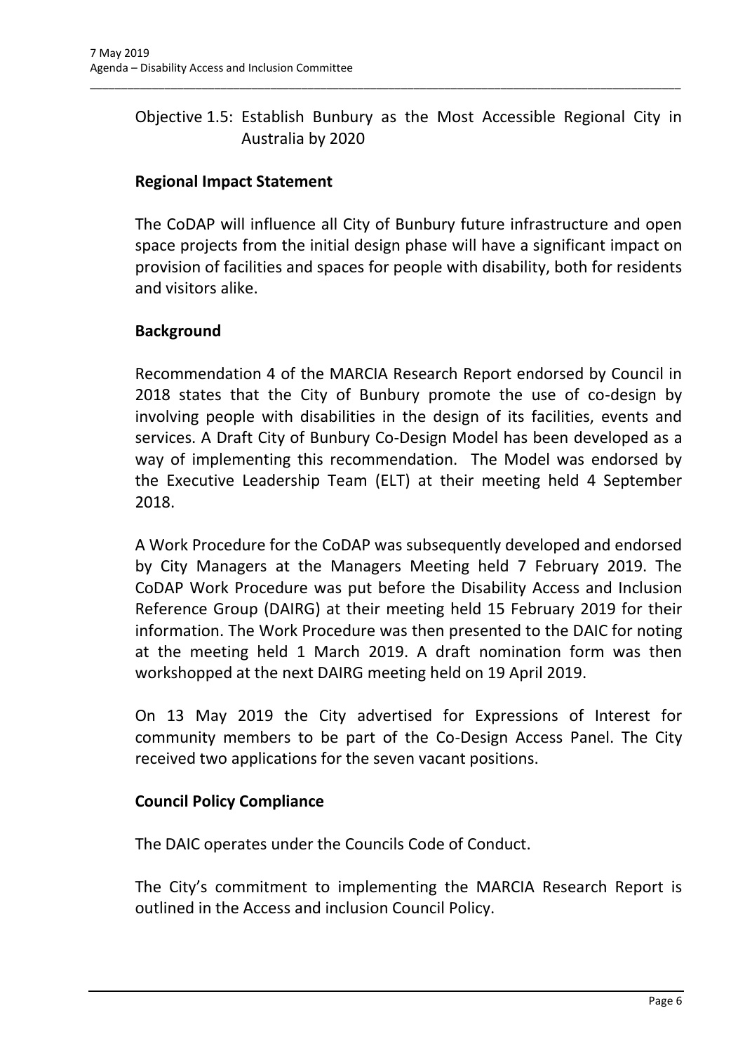Objective 1.5: Establish Bunbury as the Most Accessible Regional City in Australia by 2020

**Regional Impact Statement**

The CoDAP will influence all City of Bunbury future infrastructure and open space projects from the initial design phase will have a significant impact on provision of facilities and spaces for people with disability, both for residents and visitors alike.

**Background**

Recommendation 4 of the MARCIA Research Report endorsed by Council in 2018 states that the City of Bunbury promote the use of co-design by involving people with disabilities in the design of its facilities, events and services. A Draft City of Bunbury Co-Design Model has been developed as a way of implementing this recommendation. The Model was endorsed by the Executive Leadership Team (ELT) at their meeting held 4 September 2018.

A Work Procedure for the CoDAP was subsequently developed and endorsed by City Managers at the Managers Meeting held 7 February 2019. The CoDAP Work Procedure was put before the Disability Access and Inclusion Reference Group (DAIRG) at their meeting held 15 February 2019 for their information. The Work Procedure was then presented to the DAIC for noting at the meeting held 1 March 2019. A draft nomination form was then workshopped at the next DAIRG meeting held on 19 April 2019.

On 13 May 2019 the City advertised for Expressions of Interest for community members to be part of the Co-Design Access Panel. The City received two applications for the seven vacant positions.

**Council Policy Compliance**

The DAIC operates under the Councils Code of Conduct.

The City's commitment to implementing the MARCIA Research Report is outlined in the Access and inclusion Council Policy.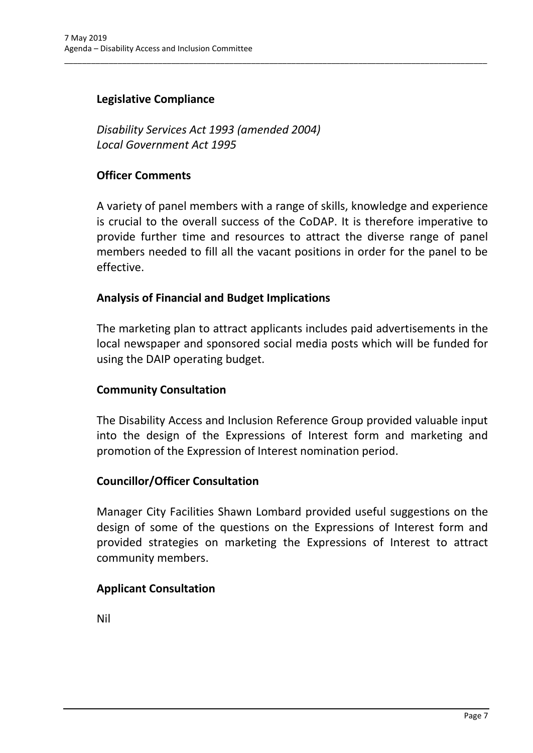## Legislative Compliance

*Disability Services Act 1993 (amended 2004)*
*Local Government Act 1995*

## Officer Comments

A variety of panel members with a range of skills, knowledge and experience is crucial to the overall success of the CoDAP. It is therefore imperative to provide further time and resources to attract the diverse range of panel members needed to fill all the vacant positions in order for the panel to be effective.

## Analysis of Financial and Budget Implications

The marketing plan to attract applicants includes paid advertisements in the local newspaper and sponsored social media posts which will be funded for using the DAIP operating budget.

## Community Consultation

The Disability Access and Inclusion Reference Group provided valuable input into the design of the Expressions of Interest form and marketing and promotion of the Expression of Interest nomination period.

## Councillor/Officer Consultation

Manager City Facilities Shawn Lombard provided useful suggestions on the design of some of the questions on the Expressions of Interest form and provided strategies on marketing the Expressions of Interest to attract community members.

## Applicant Consultation

Nil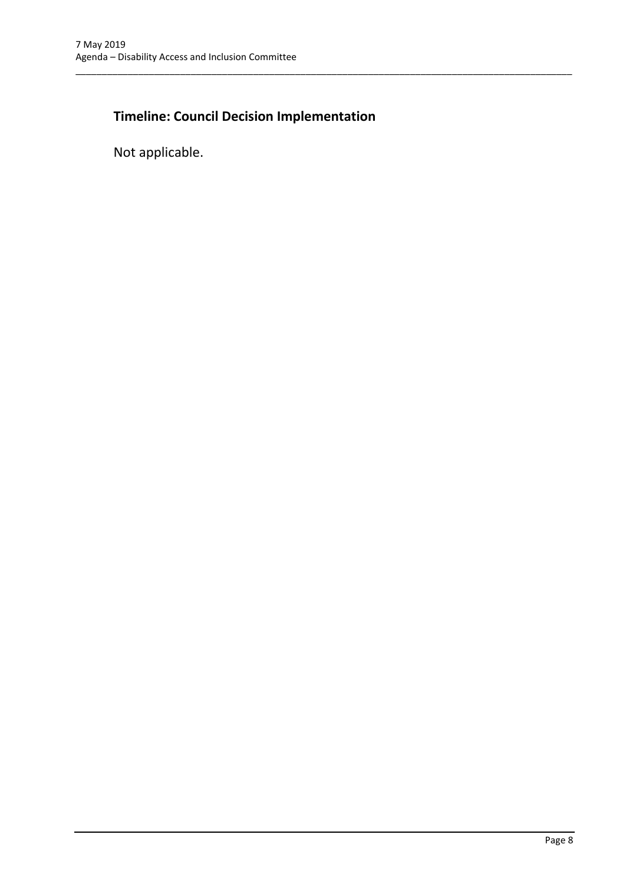## Timeline: Council Decision Implementation

Not applicable.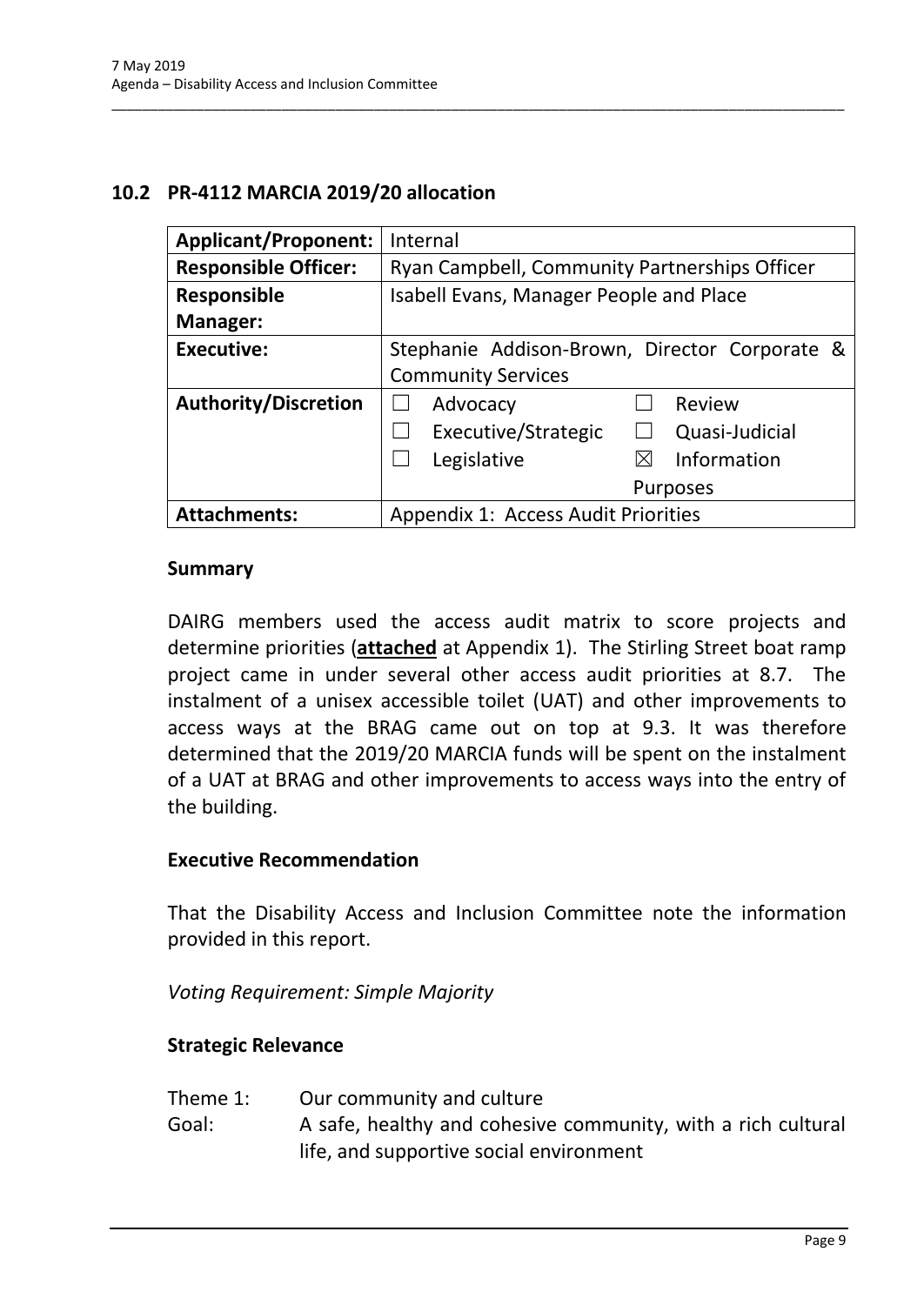## 10.2 PR-4112 MARCIA 2019/20 allocation

| **Applicant/Proponent:** | Internal |
| --- | --- |
| **Responsible Officer:** | Ryan Campbell, Community Partnerships Officer |
| **Responsible Manager:** | Isabell Evans, Manager People and Place |
| **Executive:** | Stephanie Addison-Brown, Director Corporate & Community Services |
| **Authority/Discretion** | ☐ Advocacy ☐ Review<br>☐ Executive/Strategic ☐ Quasi-Judicial<br>☐ Legislative ☒ Information Purposes |
| **Attachments:** | Appendix 1: Access Audit Priorities |

### Summary

DAIRG members used the access audit matrix to score projects and determine priorities (**attached** at Appendix 1). The Stirling Street boat ramp project came in under several other access audit priorities at 8.7. The instalment of a unisex accessible toilet (UAT) and other improvements to access ways at the BRAG came out on top at 9.3. It was therefore determined that the 2019/20 MARCIA funds will be spent on the instalment of a UAT at BRAG and other improvements to access ways into the entry of the building.

### Executive Recommendation

That the Disability Access and Inclusion Committee note the information provided in this report.

*Voting Requirement: Simple Majority*

### Strategic Relevance

Theme 1: Our community and culture

Goal: A safe, healthy and cohesive community, with a rich cultural life, and supportive social environment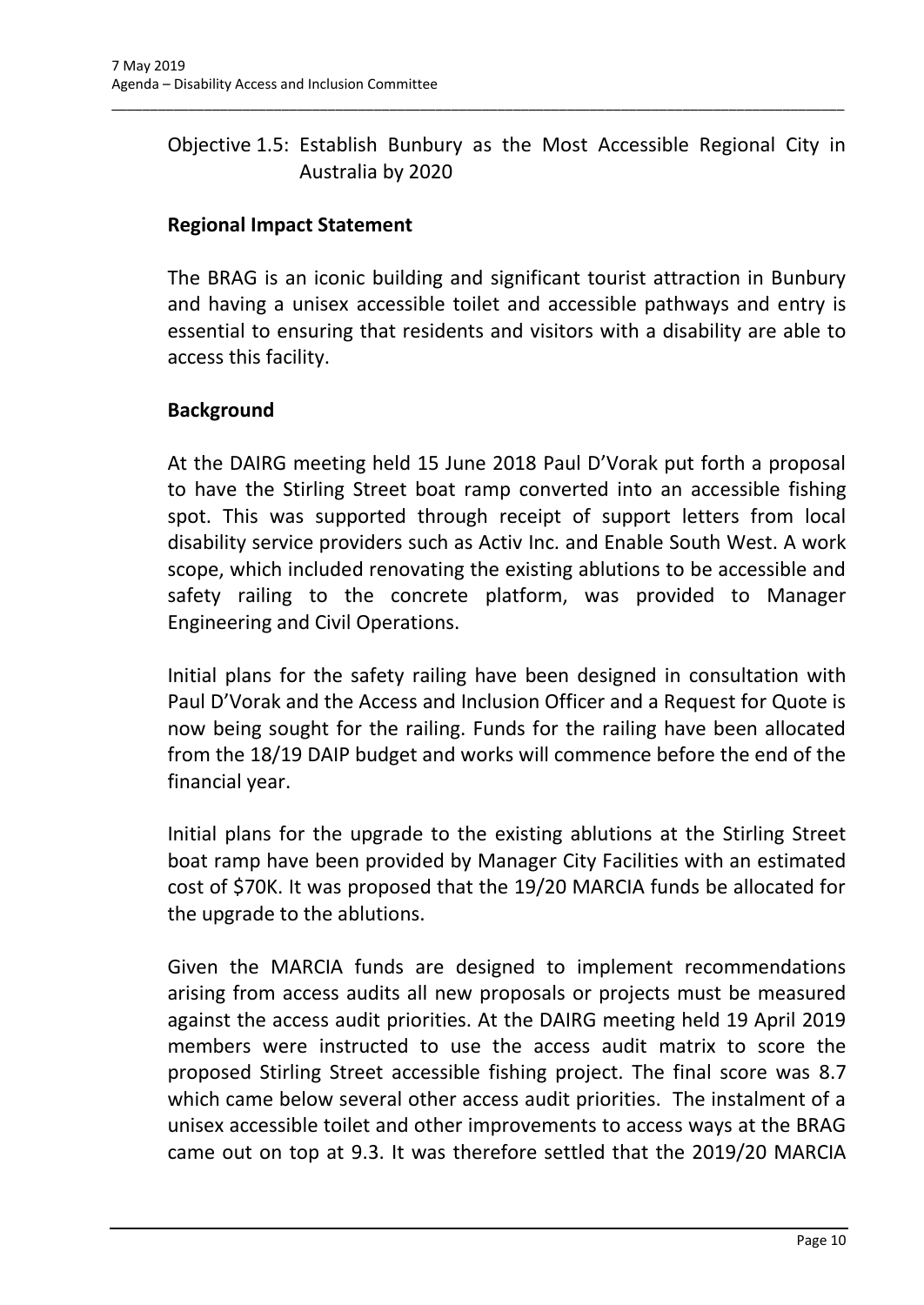Objective 1.5: Establish Bunbury as the Most Accessible Regional City in Australia by 2020

**Regional Impact Statement**

The BRAG is an iconic building and significant tourist attraction in Bunbury and having a unisex accessible toilet and accessible pathways and entry is essential to ensuring that residents and visitors with a disability are able to access this facility.

**Background**

At the DAIRG meeting held 15 June 2018 Paul D'Vorak put forth a proposal to have the Stirling Street boat ramp converted into an accessible fishing spot. This was supported through receipt of support letters from local disability service providers such as Activ Inc. and Enable South West. A work scope, which included renovating the existing ablutions to be accessible and safety railing to the concrete platform, was provided to Manager Engineering and Civil Operations.

Initial plans for the safety railing have been designed in consultation with Paul D'Vorak and the Access and Inclusion Officer and a Request for Quote is now being sought for the railing. Funds for the railing have been allocated from the 18/19 DAIP budget and works will commence before the end of the financial year.

Initial plans for the upgrade to the existing ablutions at the Stirling Street boat ramp have been provided by Manager City Facilities with an estimated cost of $70K. It was proposed that the 19/20 MARCIA funds be allocated for the upgrade to the ablutions.

Given the MARCIA funds are designed to implement recommendations arising from access audits all new proposals or projects must be measured against the access audit priorities. At the DAIRG meeting held 19 April 2019 members were instructed to use the access audit matrix to score the proposed Stirling Street accessible fishing project. The final score was 8.7 which came below several other access audit priorities. The instalment of a unisex accessible toilet and other improvements to access ways at the BRAG came out on top at 9.3. It was therefore settled that the 2019/20 MARCIA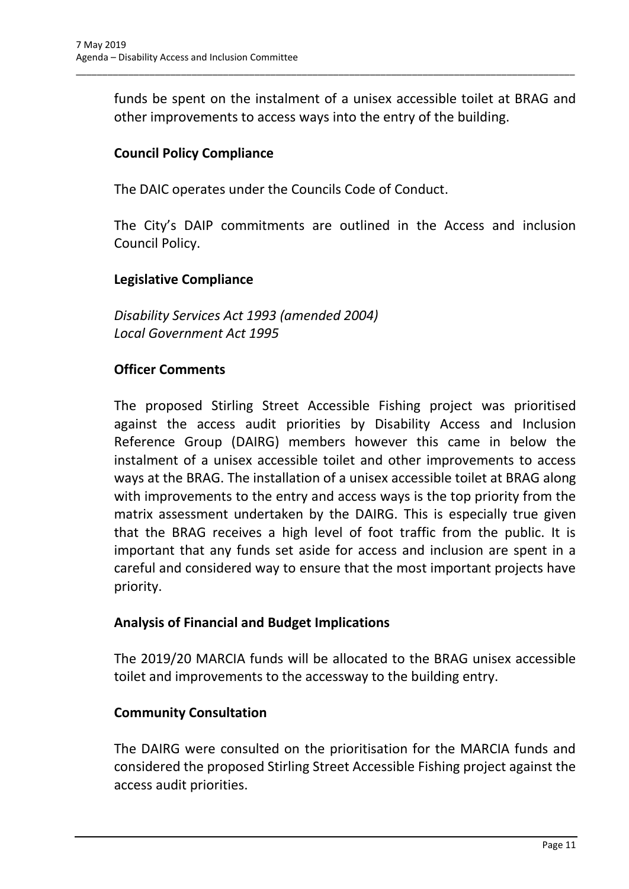funds be spent on the instalment of a unisex accessible toilet at BRAG and other improvements to access ways into the entry of the building.

### Council Policy Compliance

The DAIC operates under the Councils Code of Conduct.

The City's DAIP commitments are outlined in the Access and inclusion Council Policy.

### Legislative Compliance

*Disability Services Act 1993 (amended 2004)*
*Local Government Act 1995*

### Officer Comments

The proposed Stirling Street Accessible Fishing project was prioritised against the access audit priorities by Disability Access and Inclusion Reference Group (DAIRG) members however this came in below the instalment of a unisex accessible toilet and other improvements to access ways at the BRAG. The installation of a unisex accessible toilet at BRAG along with improvements to the entry and access ways is the top priority from the matrix assessment undertaken by the DAIRG. This is especially true given that the BRAG receives a high level of foot traffic from the public. It is important that any funds set aside for access and inclusion are spent in a careful and considered way to ensure that the most important projects have priority.

### Analysis of Financial and Budget Implications

The 2019/20 MARCIA funds will be allocated to the BRAG unisex accessible toilet and improvements to the accessway to the building entry.

### Community Consultation

The DAIRG were consulted on the prioritisation for the MARCIA funds and considered the proposed Stirling Street Accessible Fishing project against the access audit priorities.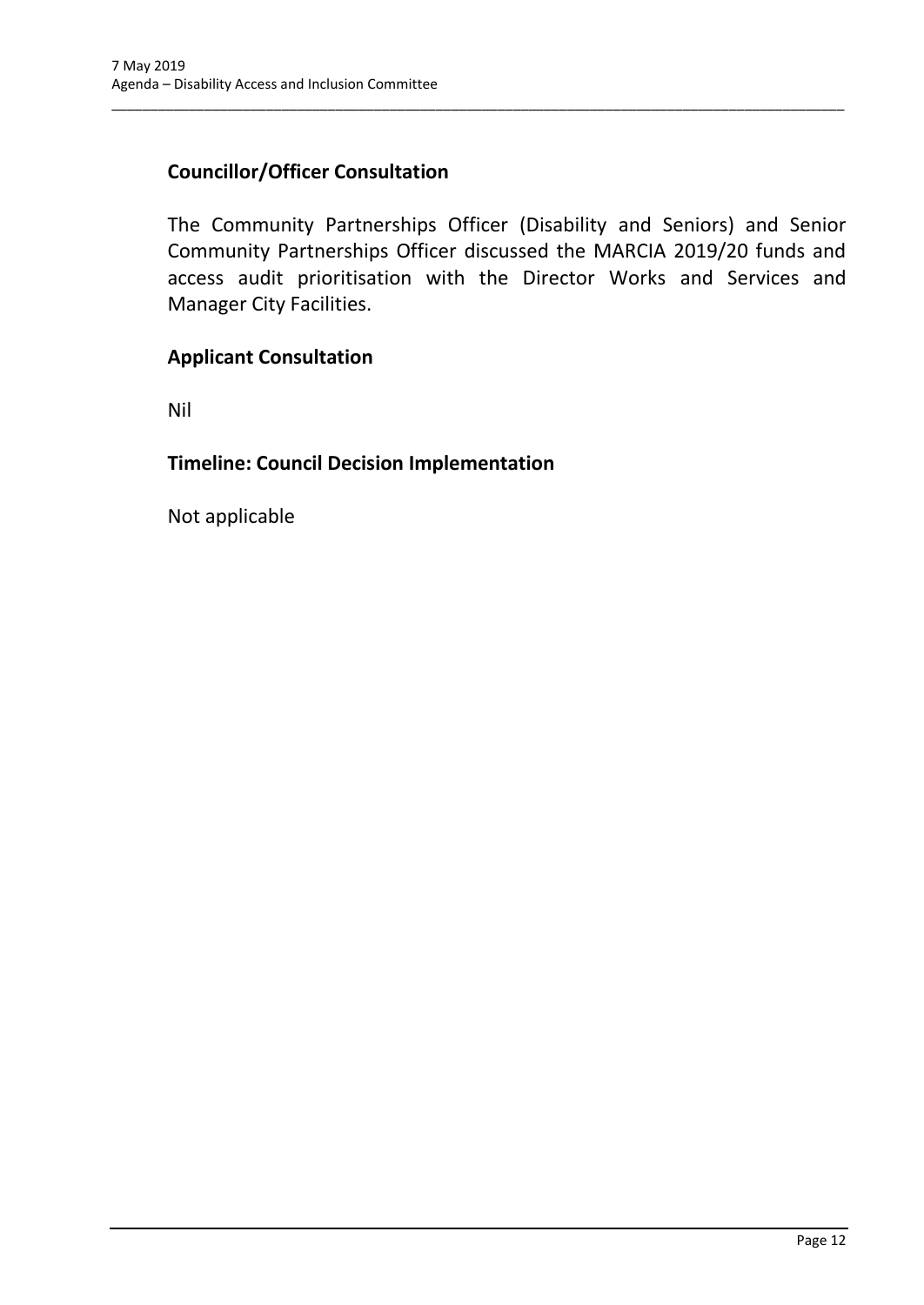## Councillor/Officer Consultation

The Community Partnerships Officer (Disability and Seniors) and Senior Community Partnerships Officer discussed the MARCIA 2019/20 funds and access audit prioritisation with the Director Works and Services and Manager City Facilities.

## Applicant Consultation

Nil

## Timeline: Council Decision Implementation

Not applicable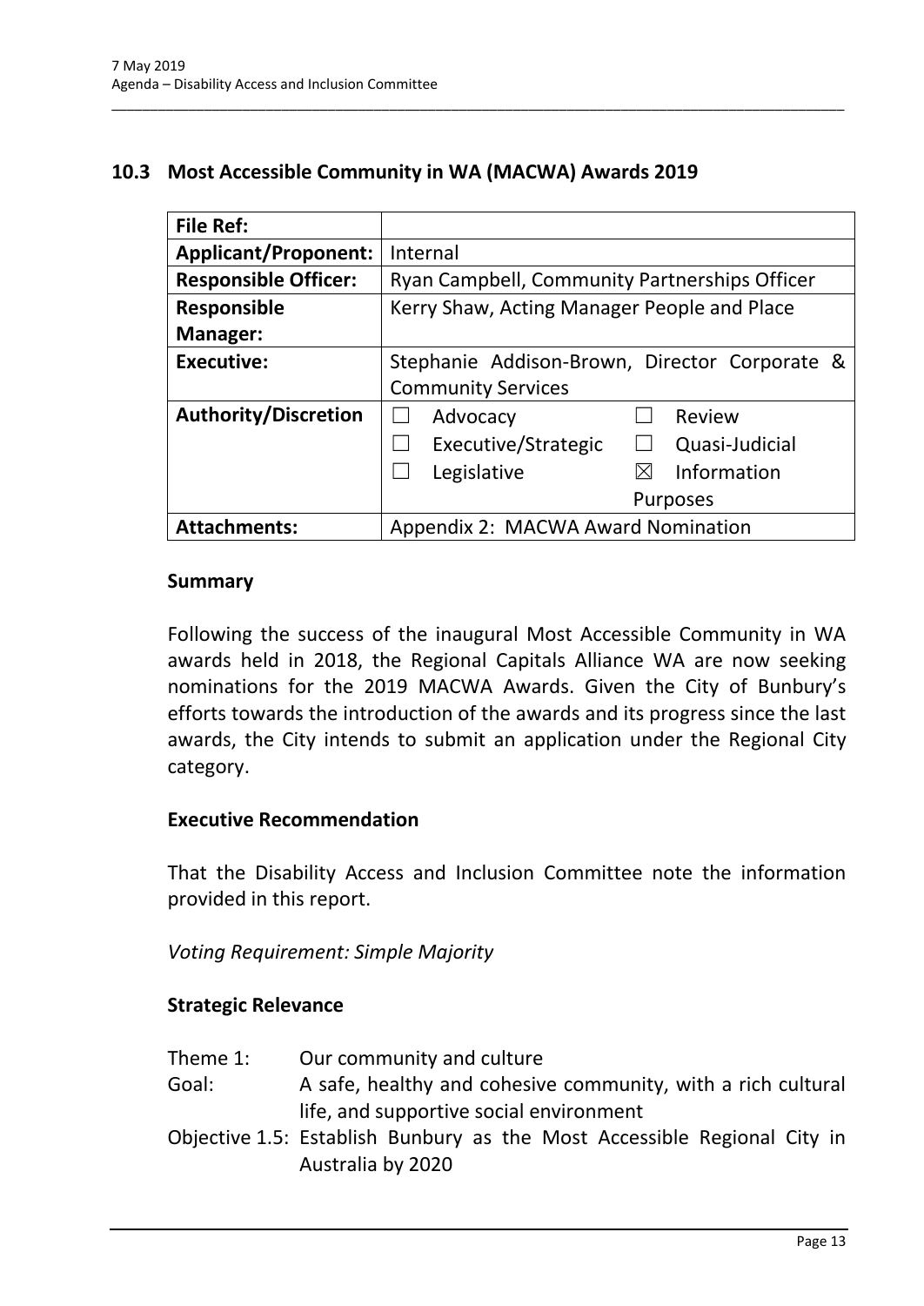## 10.3 Most Accessible Community in WA (MACWA) Awards 2019

| **File Ref:** | |
|---|---|
| **Applicant/Proponent:** | Internal |
| **Responsible Officer:** | Ryan Campbell, Community Partnerships Officer |
| **Responsible Manager:** | Kerry Shaw, Acting Manager People and Place |
| **Executive:** | Stephanie Addison-Brown, Director Corporate & Community Services |
| **Authority/Discretion** | ☐ Advocacy ☐ Review<br>☐ Executive/Strategic ☐ Quasi-Judicial<br>☐ Legislative ☒ Information Purposes |
| **Attachments:** | Appendix 2: MACWA Award Nomination |

### Summary

Following the success of the inaugural Most Accessible Community in WA awards held in 2018, the Regional Capitals Alliance WA are now seeking nominations for the 2019 MACWA Awards. Given the City of Bunbury's efforts towards the introduction of the awards and its progress since the last awards, the City intends to submit an application under the Regional City category.

### Executive Recommendation

That the Disability Access and Inclusion Committee note the information provided in this report.

*Voting Requirement: Simple Majority*

### Strategic Relevance

Theme 1: Our community and culture

Goal: A safe, healthy and cohesive community, with a rich cultural life, and supportive social environment

Objective 1.5: Establish Bunbury as the Most Accessible Regional City in Australia by 2020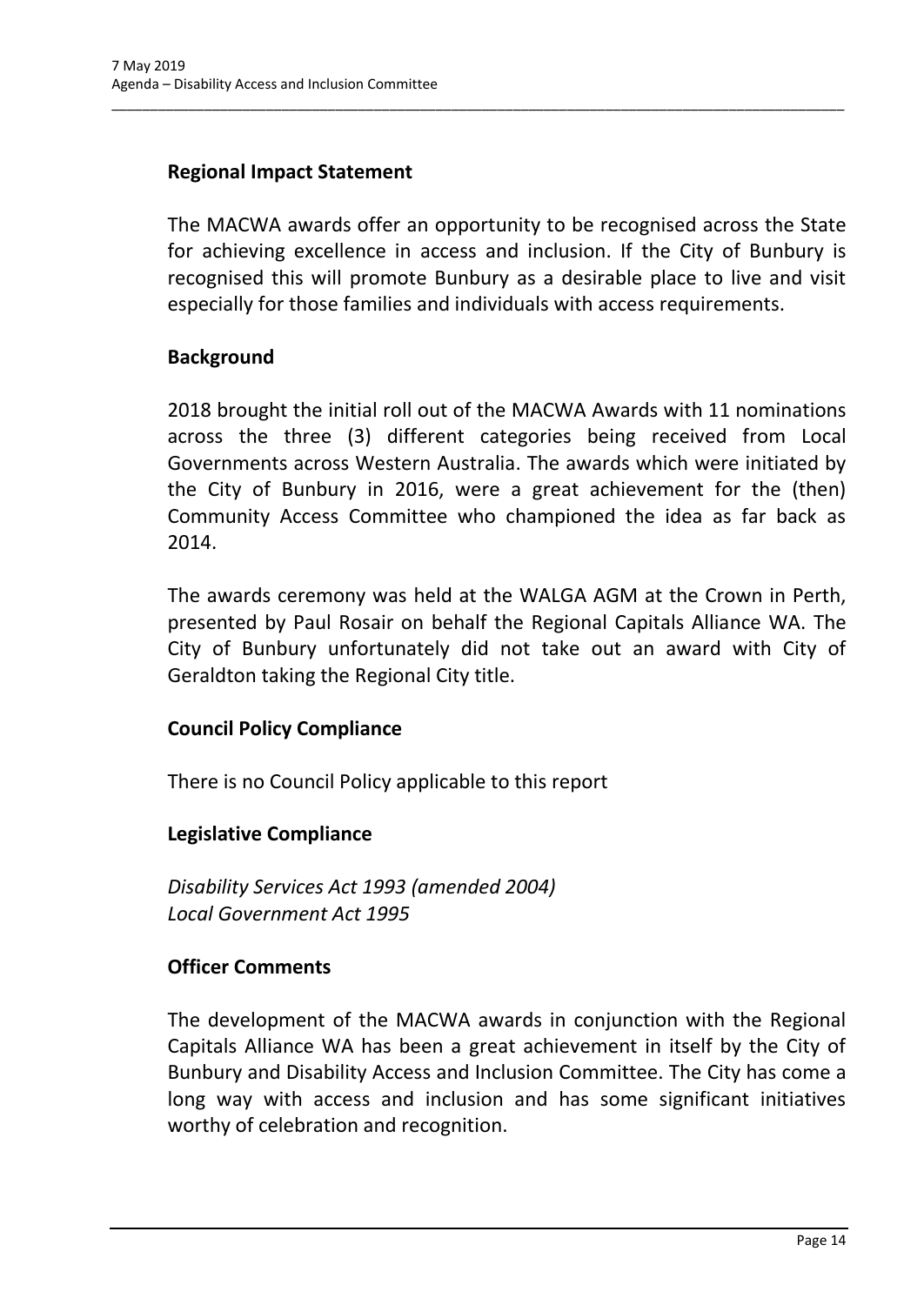### Regional Impact Statement

The MACWA awards offer an opportunity to be recognised across the State for achieving excellence in access and inclusion. If the City of Bunbury is recognised this will promote Bunbury as a desirable place to live and visit especially for those families and individuals with access requirements.

### Background

2018 brought the initial roll out of the MACWA Awards with 11 nominations across the three (3) different categories being received from Local Governments across Western Australia. The awards which were initiated by the City of Bunbury in 2016, were a great achievement for the (then) Community Access Committee who championed the idea as far back as 2014.

The awards ceremony was held at the WALGA AGM at the Crown in Perth, presented by Paul Rosair on behalf the Regional Capitals Alliance WA. The City of Bunbury unfortunately did not take out an award with City of Geraldton taking the Regional City title.

### Council Policy Compliance

There is no Council Policy applicable to this report

### Legislative Compliance

*Disability Services Act 1993 (amended 2004)*
*Local Government Act 1995*

### Officer Comments

The development of the MACWA awards in conjunction with the Regional Capitals Alliance WA has been a great achievement in itself by the City of Bunbury and Disability Access and Inclusion Committee. The City has come a long way with access and inclusion and has some significant initiatives worthy of celebration and recognition.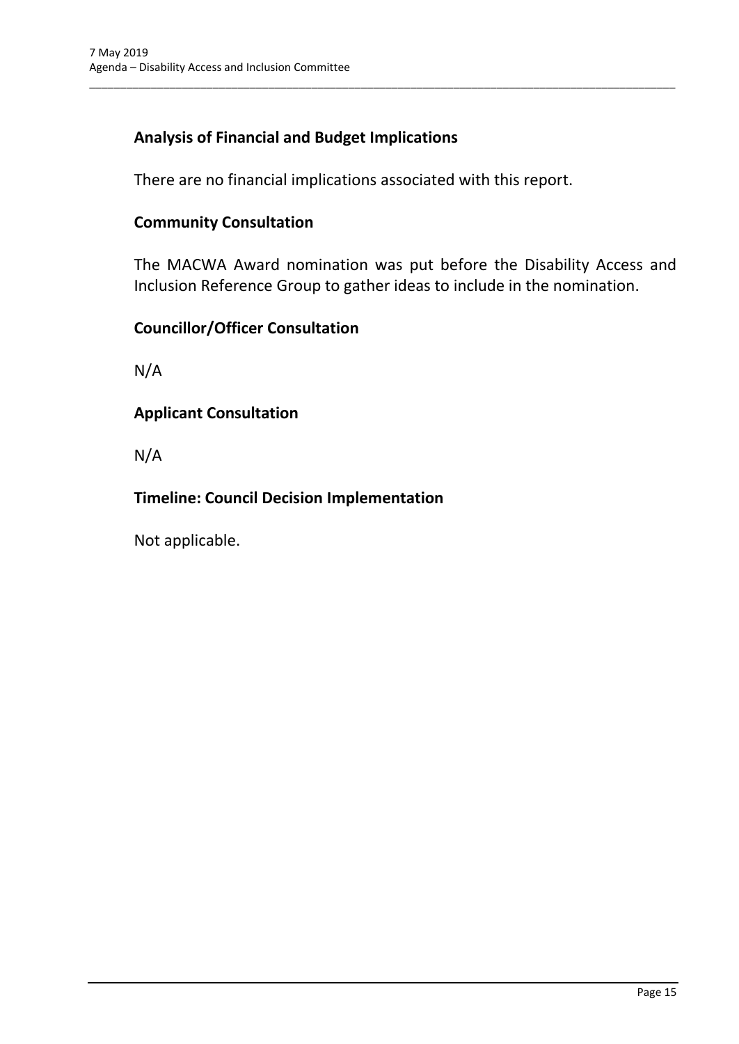### Analysis of Financial and Budget Implications

There are no financial implications associated with this report.

### Community Consultation

The MACWA Award nomination was put before the Disability Access and Inclusion Reference Group to gather ideas to include in the nomination.

### Councillor/Officer Consultation

N/A

### Applicant Consultation

N/A

### Timeline: Council Decision Implementation

Not applicable.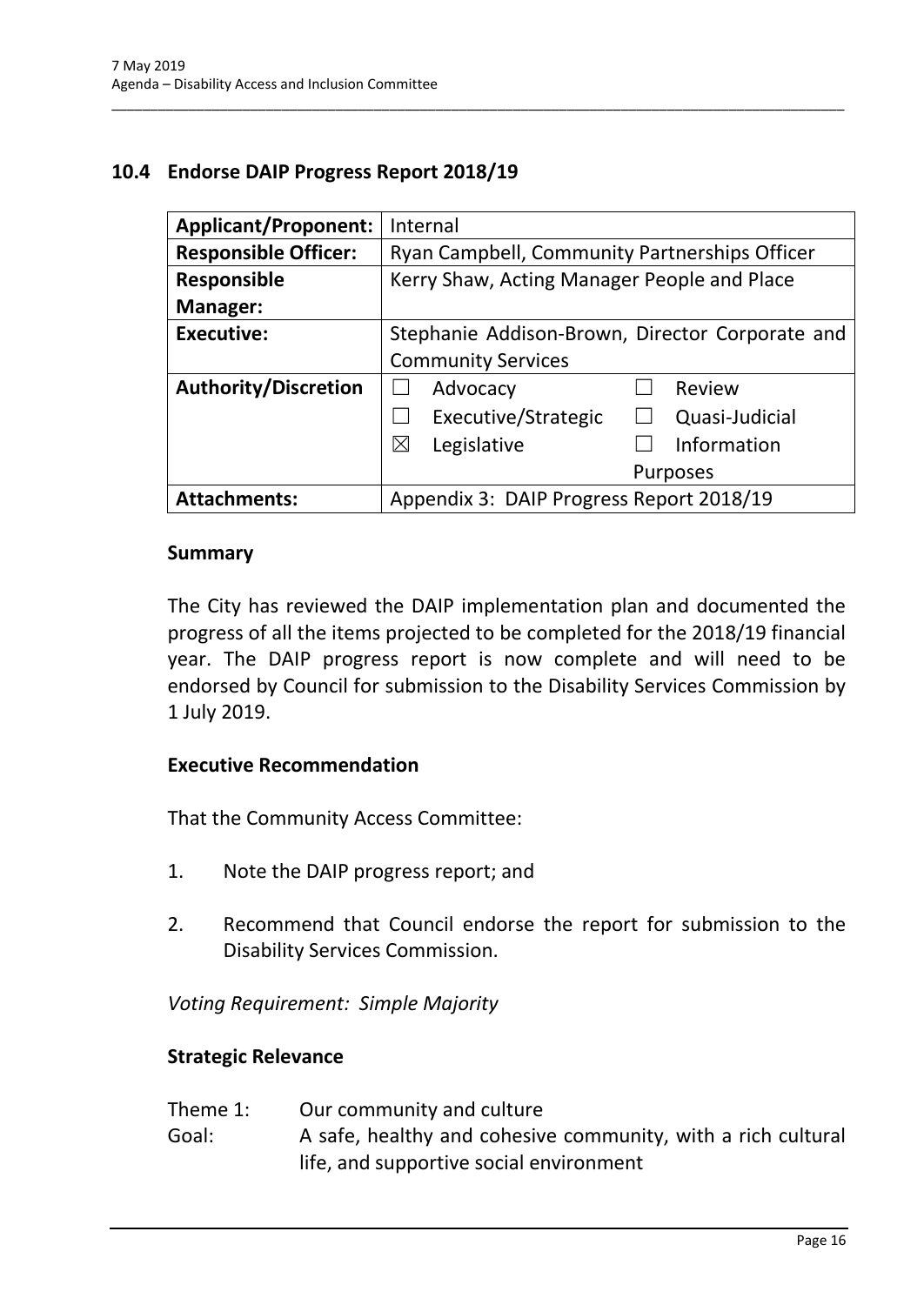## 10.4 Endorse DAIP Progress Report 2018/19

| Applicant/Proponent: | Internal | | | |
|---|---|---|---|---|
| **Responsible Officer:** | Ryan Campbell, Community Partnerships Officer | | | |
| **Responsible Manager:** | Kerry Shaw, Acting Manager People and Place | | | |
| **Executive:** | Stephanie Addison-Brown, Director Corporate and Community Services | | | |
| **Authority/Discretion** | ☐ | Advocacy | ☐ | Review |
| | ☐ | Executive/Strategic | ☐ | Quasi-Judicial |
| | ☒ | Legislative | ☐ | Information Purposes |
| **Attachments:** | Appendix 3: DAIP Progress Report 2018/19 | | | |

### Summary

The City has reviewed the DAIP implementation plan and documented the progress of all the items projected to be completed for the 2018/19 financial year. The DAIP progress report is now complete and will need to be endorsed by Council for submission to the Disability Services Commission by 1 July 2019.

### Executive Recommendation

That the Community Access Committee:

1. Note the DAIP progress report; and

2. Recommend that Council endorse the report for submission to the Disability Services Commission.

*Voting Requirement: Simple Majority*

### Strategic Relevance

Theme 1: Our community and culture
Goal: A safe, healthy and cohesive community, with a rich cultural life, and supportive social environment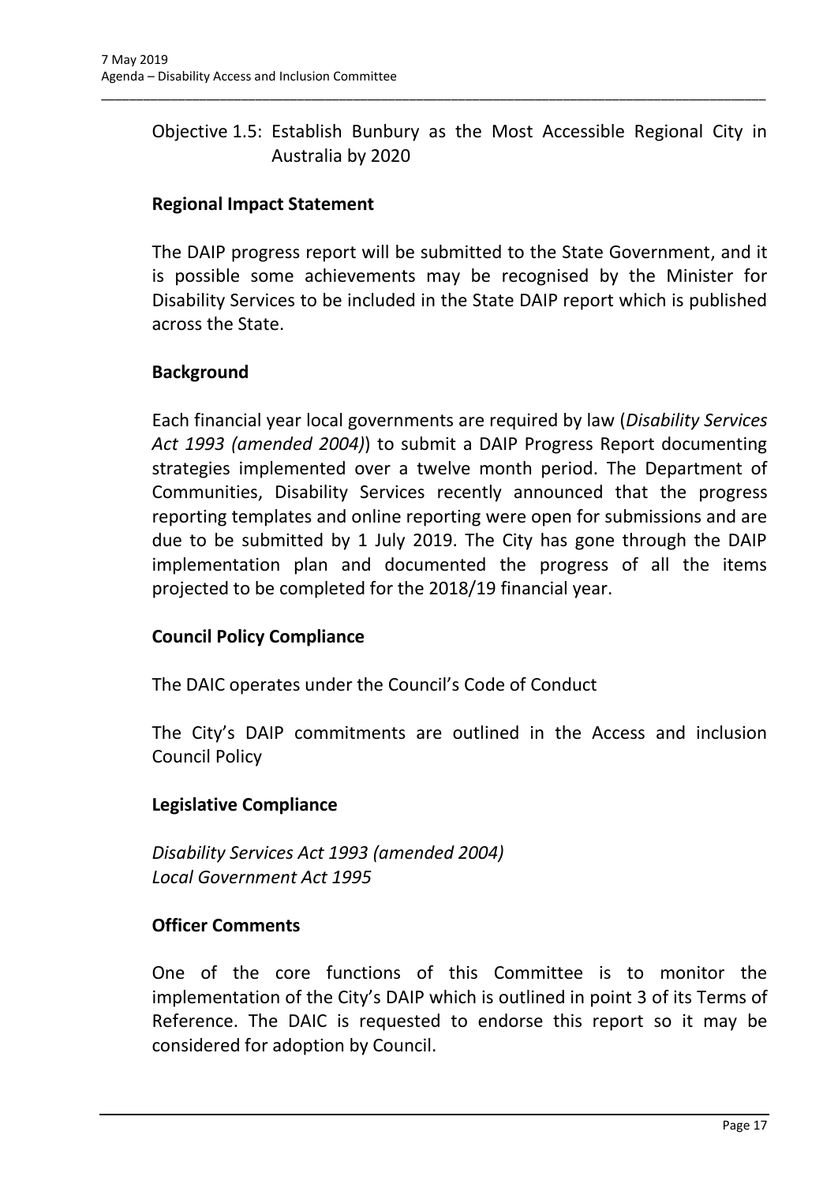Objective 1.5: Establish Bunbury as the Most Accessible Regional City in Australia by 2020

**Regional Impact Statement**

The DAIP progress report will be submitted to the State Government, and it is possible some achievements may be recognised by the Minister for Disability Services to be included in the State DAIP report which is published across the State.

**Background**

Each financial year local governments are required by law (*Disability Services Act 1993 (amended 2004)*) to submit a DAIP Progress Report documenting strategies implemented over a twelve month period. The Department of Communities, Disability Services recently announced that the progress reporting templates and online reporting were open for submissions and are due to be submitted by 1 July 2019. The City has gone through the DAIP implementation plan and documented the progress of all the items projected to be completed for the 2018/19 financial year.

**Council Policy Compliance**

The DAIC operates under the Council's Code of Conduct

The City's DAIP commitments are outlined in the Access and inclusion Council Policy

**Legislative Compliance**

*Disability Services Act 1993 (amended 2004)*
*Local Government Act 1995*

**Officer Comments**

One of the core functions of this Committee is to monitor the implementation of the City's DAIP which is outlined in point 3 of its Terms of Reference. The DAIC is requested to endorse this report so it may be considered for adoption by Council.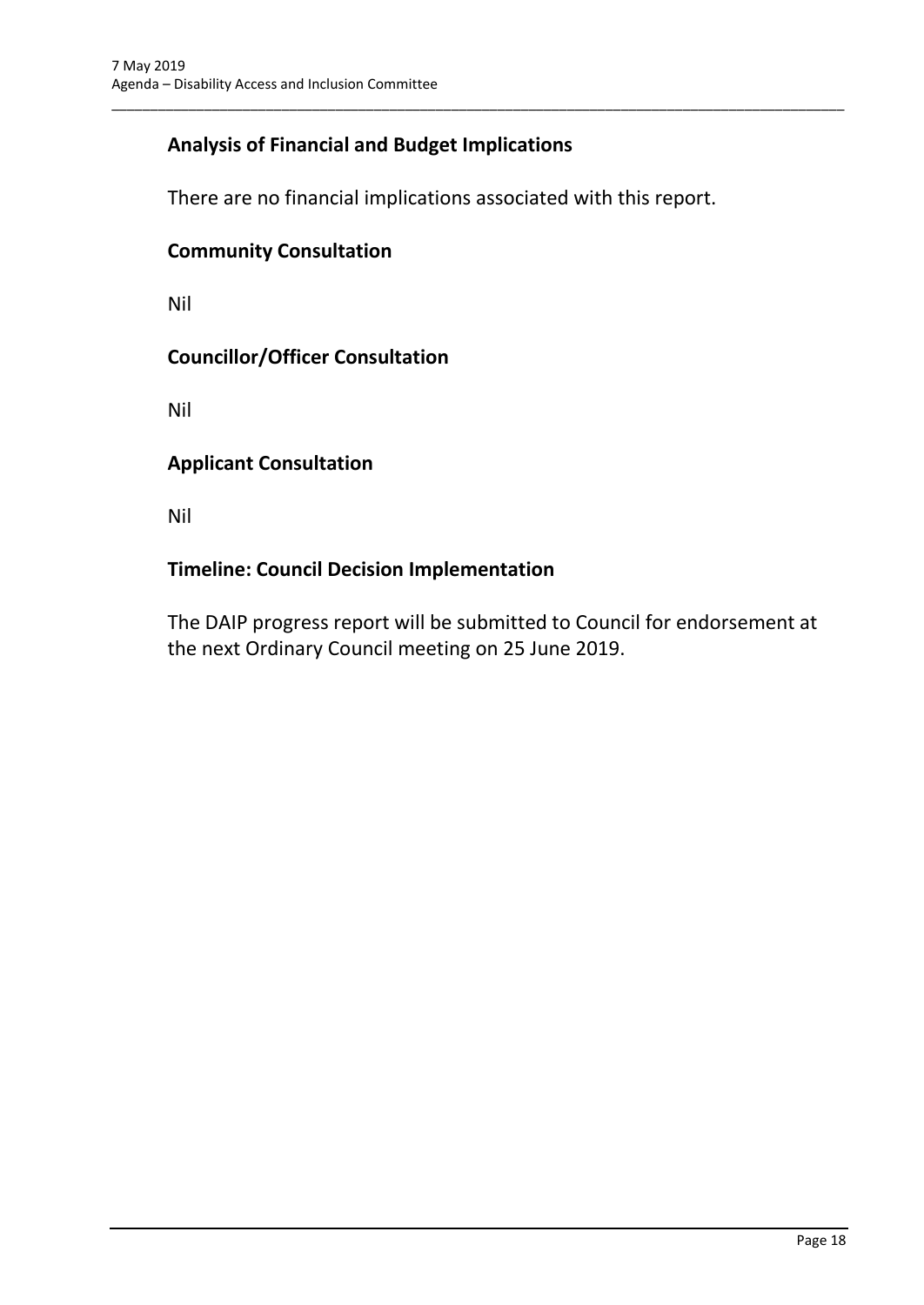## Analysis of Financial and Budget Implications

There are no financial implications associated with this report.

## Community Consultation

Nil

## Councillor/Officer Consultation

Nil

## Applicant Consultation

Nil

## Timeline: Council Decision Implementation

The DAIP progress report will be submitted to Council for endorsement at the next Ordinary Council meeting on 25 June 2019.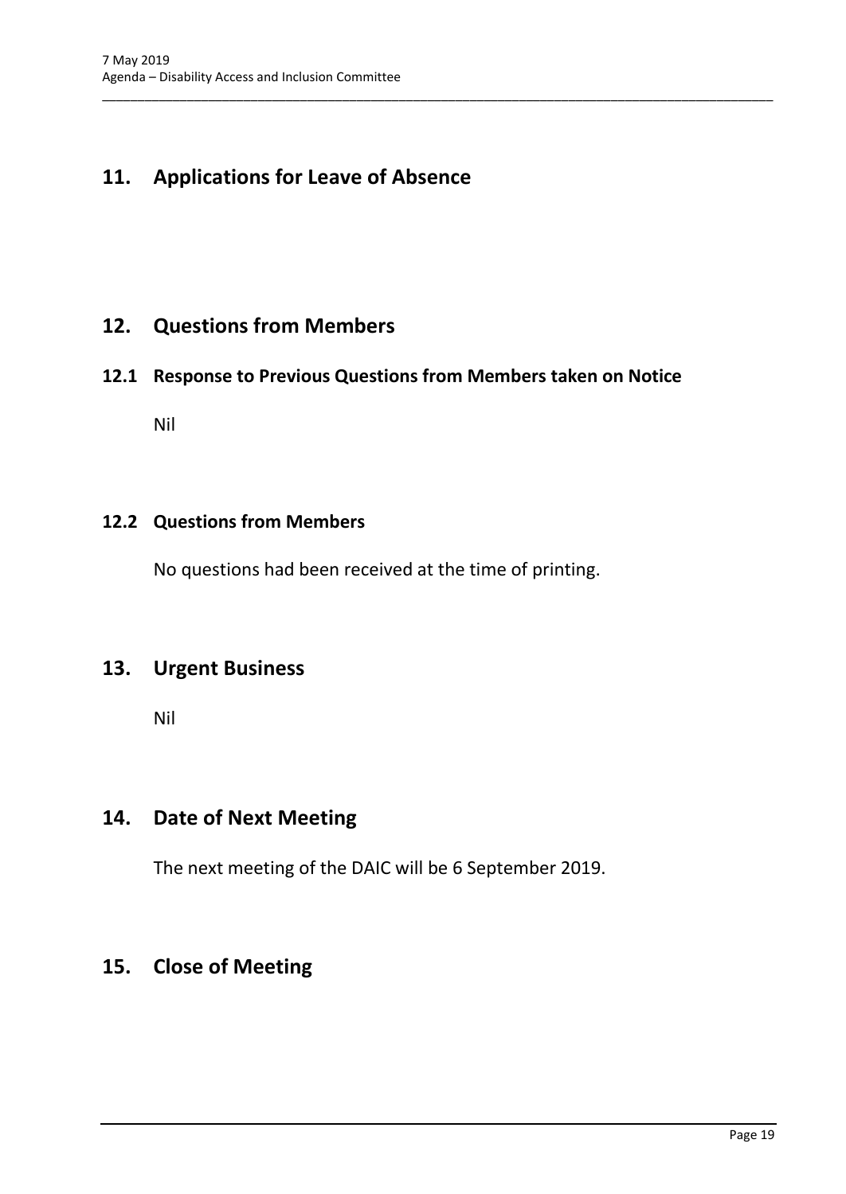## 11. Applications for Leave of Absence

## 12. Questions from Members

### 12.1 Response to Previous Questions from Members taken on Notice

Nil

### 12.2 Questions from Members

No questions had been received at the time of printing.

## 13. Urgent Business

Nil

## 14. Date of Next Meeting

The next meeting of the DAIC will be 6 September 2019.

## 15. Close of Meeting